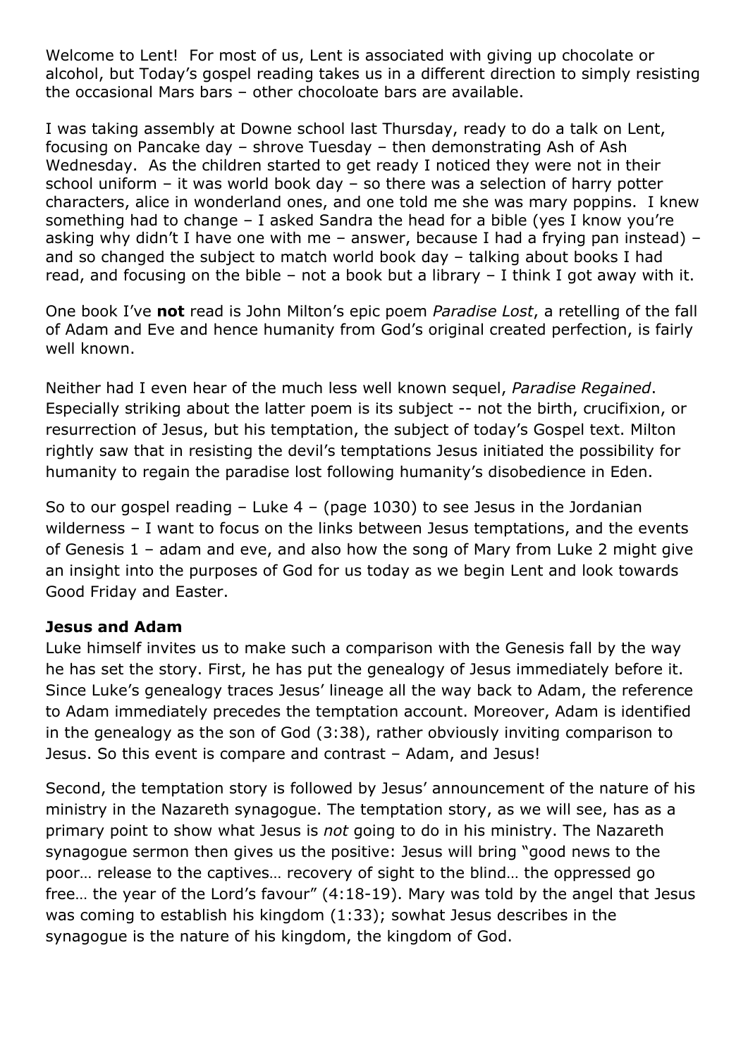Welcome to Lent! For most of us, Lent is associated with giving up chocolate or alcohol, but Today's gospel reading takes us in a different direction to simply resisting the occasional Mars bars – other chocoloate bars are available.

I was taking assembly at Downe school last Thursday, ready to do a talk on Lent, focusing on Pancake day – shrove Tuesday – then demonstrating Ash of Ash Wednesday. As the children started to get ready I noticed they were not in their school uniform – it was world book day – so there was a selection of harry potter characters, alice in wonderland ones, and one told me she was mary poppins. I knew something had to change – I asked Sandra the head for a bible (yes I know you're asking why didn't I have one with me – answer, because I had a frying pan instead) – and so changed the subject to match world book day – talking about books I had read, and focusing on the bible – not a book but a library – I think I got away with it.

One book I've **not** read is John Milton's epic poem *Paradise Lost*, a retelling of the fall of Adam and Eve and hence humanity from God's original created perfection, is fairly well known.

Neither had I even hear of the much less well known sequel, *Paradise Regained*. Especially striking about the latter poem is its subject -- not the birth, crucifixion, or resurrection of Jesus, but his temptation, the subject of today's Gospel text. Milton rightly saw that in resisting the devil's temptations Jesus initiated the possibility for humanity to regain the paradise lost following humanity's disobedience in Eden.

So to our gospel reading – Luke 4 – (page 1030) to see Jesus in the Jordanian wilderness – I want to focus on the links between Jesus temptations, and the events of Genesis 1 – adam and eve, and also how the song of Mary from Luke 2 might give an insight into the purposes of God for us today as we begin Lent and look towards Good Friday and Easter.

**Jesus and Adam**

Luke himself invites us to make such a comparison with the Genesis fall by the way he has set the story. First, he has put the genealogy of Jesus immediately before it. Since Luke's genealogy traces Jesus' lineage all the way back to Adam, the reference to Adam immediately precedes the temptation account. Moreover, Adam is identified in the genealogy as the son of God (3:38), rather obviously inviting comparison to Jesus. So this event is compare and contrast – Adam, and Jesus!

Second, the temptation story is followed by Jesus' announcement of the nature of his ministry in the Nazareth synagogue. The temptation story, as we will see, has as a primary point to show what Jesus is *not* going to do in his ministry. The Nazareth synagogue sermon then gives us the positive: Jesus will bring "good news to the poor… release to the captives… recovery of sight to the blind… the oppressed go free… the year of the Lord's favour" (4:18-19). Mary was told by the angel that Jesus was coming to establish his kingdom (1:33); sowhat Jesus describes in the synagogue is the nature of his kingdom, the kingdom of God.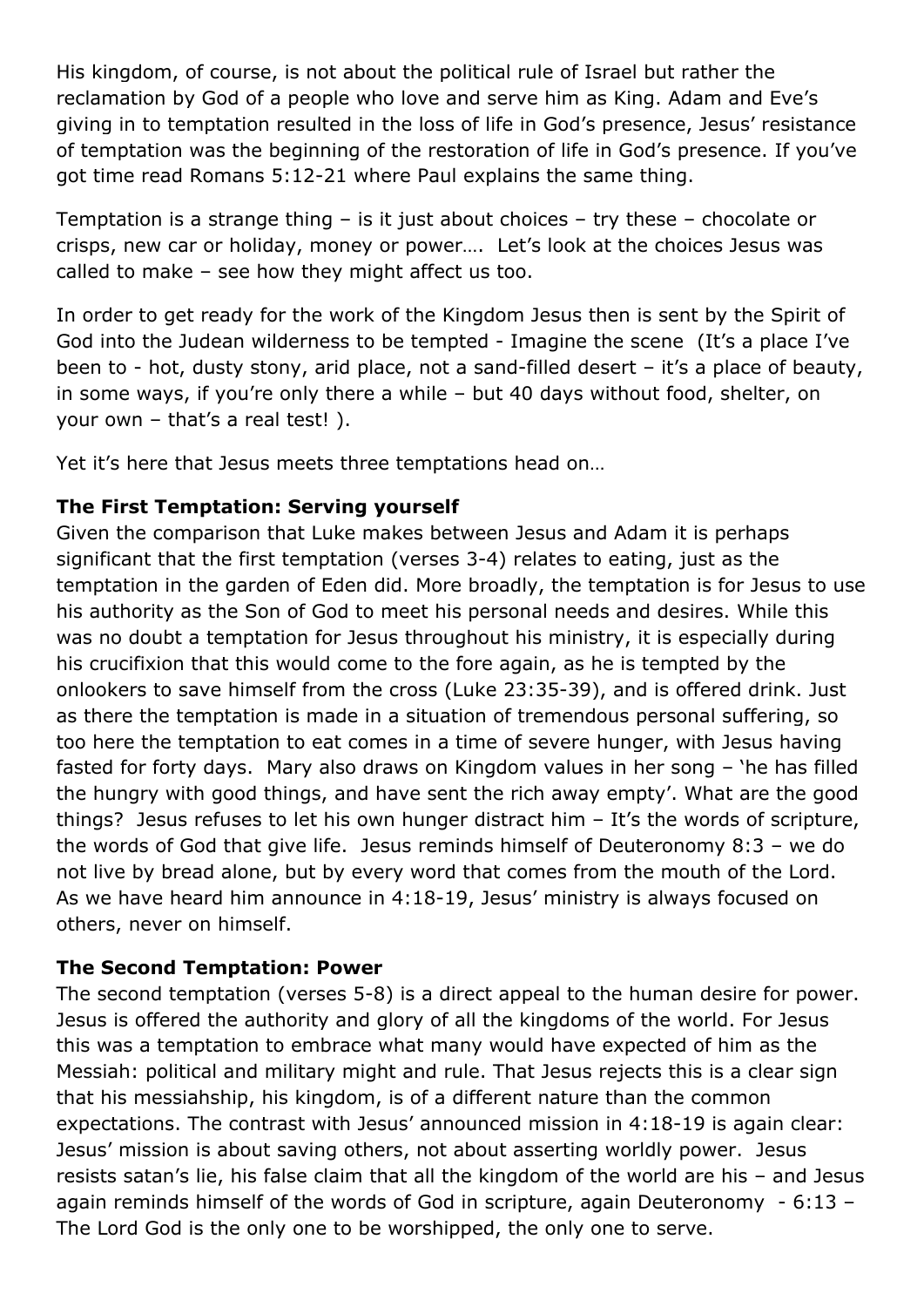His kingdom, of course, is not about the political rule of Israel but rather the reclamation by God of a people who love and serve him as King. Adam and Eve's giving in to temptation resulted in the loss of life in God's presence, Jesus' resistance of temptation was the beginning of the restoration of life in God's presence. If you've got time read Romans 5:12-21 where Paul explains the same thing.

Temptation is a strange thing – is it just about choices – try these – chocolate or crisps, new car or holiday, money or power…. Let's look at the choices Jesus was called to make – see how they might affect us too.

In order to get ready for the work of the Kingdom Jesus then is sent by the Spirit of God into the Judean wilderness to be tempted - Imagine the scene (It's a place I've been to - hot, dusty stony, arid place, not a sand-filled desert – it's a place of beauty, in some ways, if you're only there a while – but 40 days without food, shelter, on your own – that's a real test! ).

Yet it's here that Jesus meets three temptations head on…

**The First Temptation: Serving yourself**

Given the comparison that Luke makes between Jesus and Adam it is perhaps significant that the first temptation (verses 3-4) relates to eating, just as the temptation in the garden of Eden did. More broadly, the temptation is for Jesus to use his authority as the Son of God to meet his personal needs and desires. While this was no doubt a temptation for Jesus throughout his ministry, it is especially during his crucifixion that this would come to the fore again, as he is tempted by the onlookers to save himself from the cross (Luke 23:35-39), and is offered drink. Just as there the temptation is made in a situation of tremendous personal suffering, so too here the temptation to eat comes in a time of severe hunger, with Jesus having fasted for forty days. Mary also draws on Kingdom values in her song – 'he has filled the hungry with good things, and have sent the rich away empty'. What are the good things? Jesus refuses to let his own hunger distract him – It's the words of scripture, the words of God that give life. Jesus reminds himself of Deuteronomy 8:3 – we do not live by bread alone, but by every word that comes from the mouth of the Lord. As we have heard him announce in 4:18-19, Jesus' ministry is always focused on others, never on himself.

**The Second Temptation: Power**

The second temptation (verses 5-8) is a direct appeal to the human desire for power. Jesus is offered the authority and glory of all the kingdoms of the world. For Jesus this was a temptation to embrace what many would have expected of him as the Messiah: political and military might and rule. That Jesus rejects this is a clear sign that his messiahship, his kingdom, is of a different nature than the common expectations. The contrast with Jesus' announced mission in 4:18-19 is again clear: Jesus' mission is about saving others, not about asserting worldly power. Jesus resists satan's lie, his false claim that all the kingdom of the world are his – and Jesus again reminds himself of the words of God in scripture, again Deuteronomy - 6:13 – The Lord God is the only one to be worshipped, the only one to serve.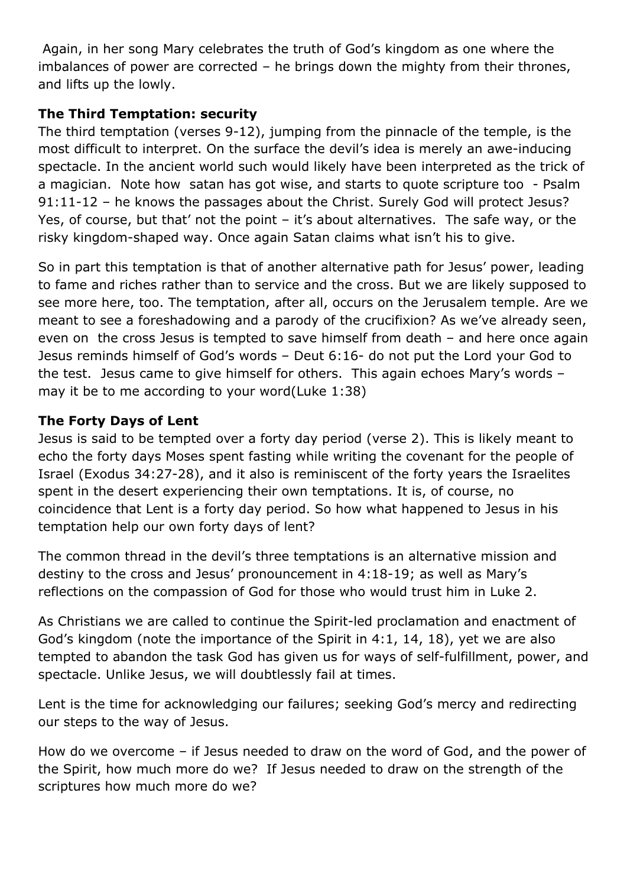Again, in her song Mary celebrates the truth of God's kingdom as one where the imbalances of power are corrected – he brings down the mighty from their thrones, and lifts up the lowly.

**The Third Temptation: security**

The third temptation (verses 9-12), jumping from the pinnacle of the temple, is the most difficult to interpret. On the surface the devil's idea is merely an awe-inducing spectacle. In the ancient world such would likely have been interpreted as the trick of a magician. Note how satan has got wise, and starts to quote scripture too - Psalm 91:11-12 – he knows the passages about the Christ. Surely God will protect Jesus? Yes, of course, but that' not the point – it's about alternatives. The safe way, or the risky kingdom-shaped way. Once again Satan claims what isn't his to give.

So in part this temptation is that of another alternative path for Jesus' power, leading to fame and riches rather than to service and the cross. But we are likely supposed to see more here, too. The temptation, after all, occurs on the Jerusalem temple. Are we meant to see a foreshadowing and a parody of the crucifixion? As we've already seen, even on the cross Jesus is tempted to save himself from death – and here once again Jesus reminds himself of God's words – Deut 6:16- do not put the Lord your God to the test. Jesus came to give himself for others. This again echoes Mary's words – may it be to me according to your word(Luke 1:38)

**The Forty Days of Lent**

Jesus is said to be tempted over a forty day period (verse 2). This is likely meant to echo the forty days Moses spent fasting while writing the covenant for the people of Israel (Exodus 34:27-28), and it also is reminiscent of the forty years the Israelites spent in the desert experiencing their own temptations. It is, of course, no coincidence that Lent is a forty day period. So how what happened to Jesus in his temptation help our own forty days of lent?

The common thread in the devil's three temptations is an alternative mission and destiny to the cross and Jesus' pronouncement in 4:18-19; as well as Mary's reflections on the compassion of God for those who would trust him in Luke 2.

As Christians we are called to continue the Spirit-led proclamation and enactment of God's kingdom (note the importance of the Spirit in 4:1, 14, 18), yet we are also tempted to abandon the task God has given us for ways of self-fulfillment, power, and spectacle. Unlike Jesus, we will doubtlessly fail at times.

Lent is the time for acknowledging our failures; seeking God's mercy and redirecting our steps to the way of Jesus.

How do we overcome – if Jesus needed to draw on the word of God, and the power of the Spirit, how much more do we? If Jesus needed to draw on the strength of the scriptures how much more do we?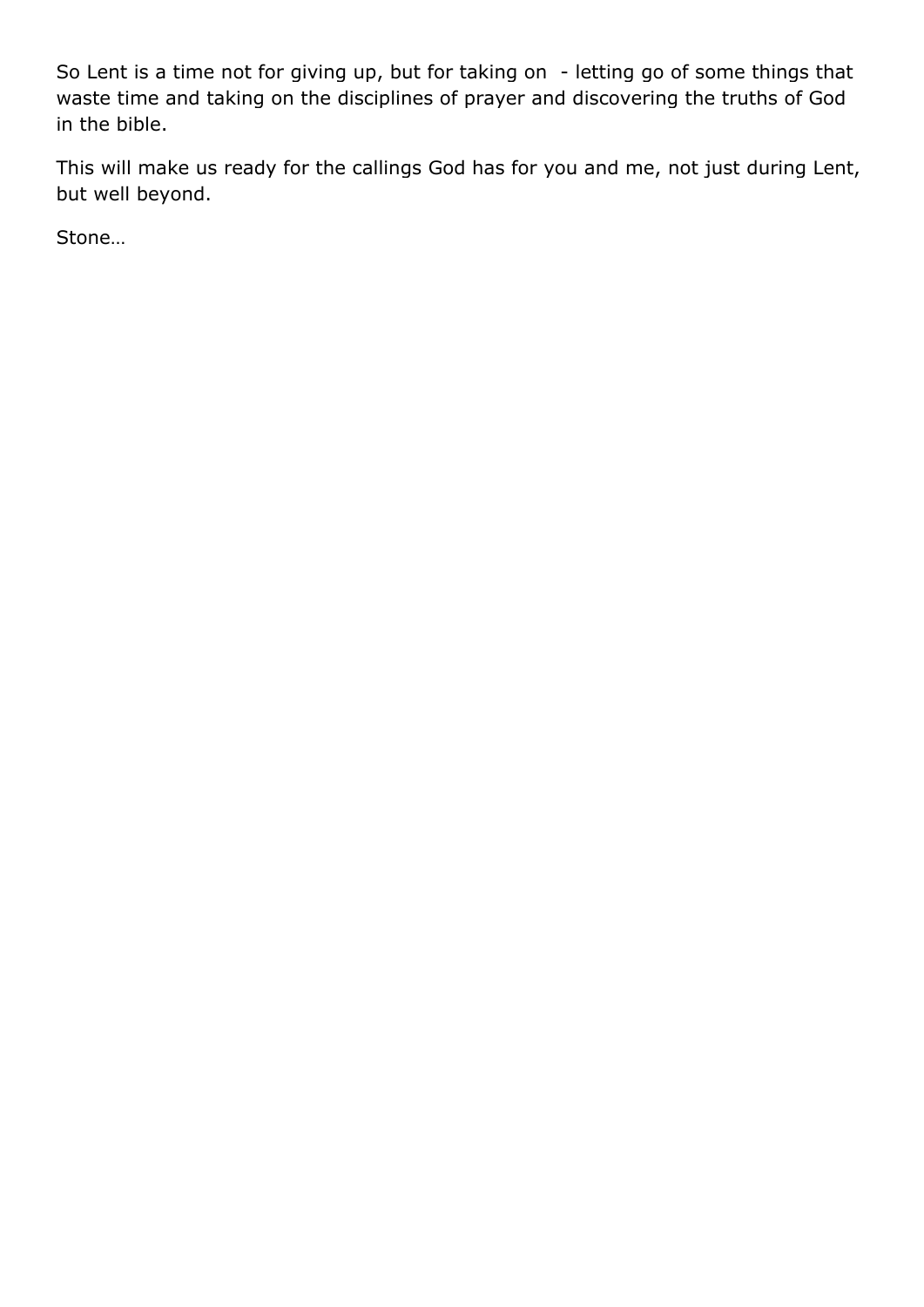So Lent is a time not for giving up, but for taking on  - letting go of some things that waste time and taking on the disciplines of prayer and discovering the truths of God in the bible.

This will make us ready for the callings God has for you and me, not just during Lent, but well beyond.

Stone…